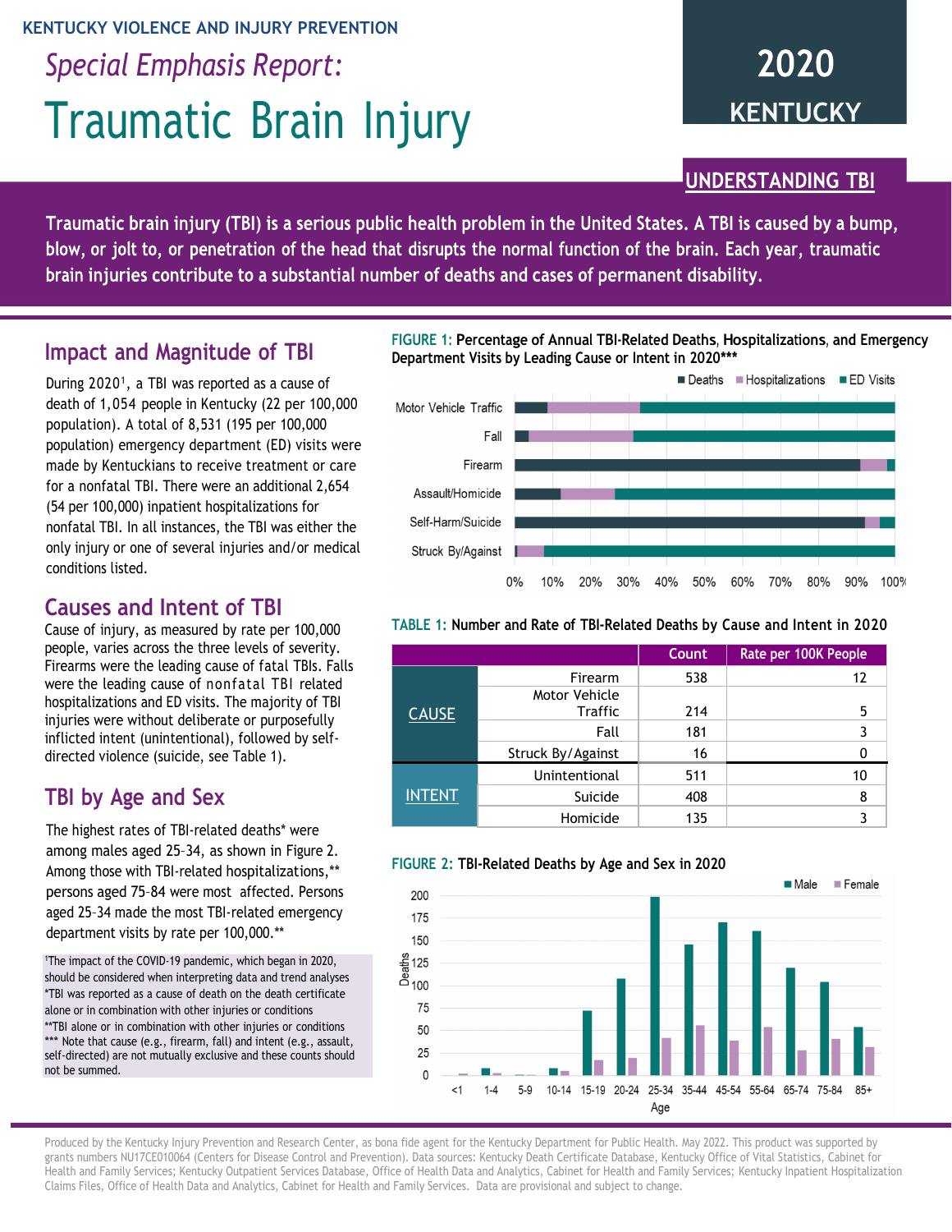KENTUCKY VIOLENCE AND INJURY PREVENTION

# *Special Emphasis Report:* Traumatic Brain Injury

**2020 KENTUCKY**

## UNDERSTANDING TBI

**Traumatic brain injury (TBI) is a serious public health problem in the United States. A TBI is caused by a bump, blow, or jolt to, or penetration of the head that disrupts the normal function of the brain. Each year, traumatic brain injuries contribute to a substantial number of deaths and cases of permanent disability.**

## Impact and Magnitude of TBI

During 2020[1], a TBI was reported as a cause of death of 1,054 people in Kentucky (22 per 100,000 population). A total of 8,531 (195 per 100,000 population) emergency department (ED) visits were made by Kentuckians to receive treatment or care for a nonfatal TBI. There were an additional 2,654 (54 per 100,000) inpatient hospitalizations for nonfatal TBI. In all instances, the TBI was either the only injury or one of several injuries and/or medical conditions listed.

## Causes and Intent of TBI

Cause of injury, as measured by rate per 100,000 people, varies across the three levels of severity. Firearms were the leading cause of fatal TBIs. Falls were the leading cause of nonfatal TBI related hospitalizations and ED visits. The majority of TBI injuries were without deliberate or purposefully inflicted intent (unintentional), followed by self-directed violence (suicide, see Table 1).

## TBI by Age and Sex

The highest rates of TBI-related deaths* were among males aged 25–34, as shown in Figure 2. Among those with TBI-related hospitalizations,** persons aged 75–84 were most affected. Persons aged 25–34 made the most TBI-related emergency department visits by rate per 100,000.**

[1]The impact of the COVID-19 pandemic, which began in 2020, should be considered when interpreting data and trend analyses
*TBI was reported as a cause of death on the death certificate alone or in combination with other injuries or conditions
**TBI alone or in combination with other injuries or conditions
*** Note that cause (e.g., firearm, fall) and intent (e.g., assault, self-directed) are not mutually exclusive and these counts should not be summed.

**FIGURE 1: Percentage of Annual TBI-Related Deaths, Hospitalizations, and Emergency Department Visits by Leading Cause or Intent in 2020*****

**TABLE 1: Number and Rate of TBI-Related Deaths by Cause and Intent in 2020**

| | | Count | Rate per 100K People |
|---|---|---|---|
| CAUSE | Firearm | 538 | 12 |
| | Motor Vehicle Traffic | 214 | 5 |
| | Fall | 181 | 3 |
| | Struck By/Against | 16 | 0 |
| INTENT | Unintentional | 511 | 10 |
| | Suicide | 408 | 8 |
| | Homicide | 135 | 3 |

**FIGURE 2: TBI-Related Deaths by Age and Sex in 2020**

Produced by the Kentucky Injury Prevention and Research Center, as bona fide agent for the Kentucky Department for Public Health. May 2022. This product was supported by grants numbers NU17CE010064 (Centers for Disease Control and Prevention). Data sources: Kentucky Death Certificate Database, Kentucky Office of Vital Statistics, Cabinet for Health and Family Services; Kentucky Outpatient Services Database, Office of Health Data and Analytics, Cabinet for Health and Family Services; Kentucky Inpatient Hospitalization Claims Files, Office of Health Data and Analytics, Cabinet for Health and Family Services. Data are provisional and subject to change.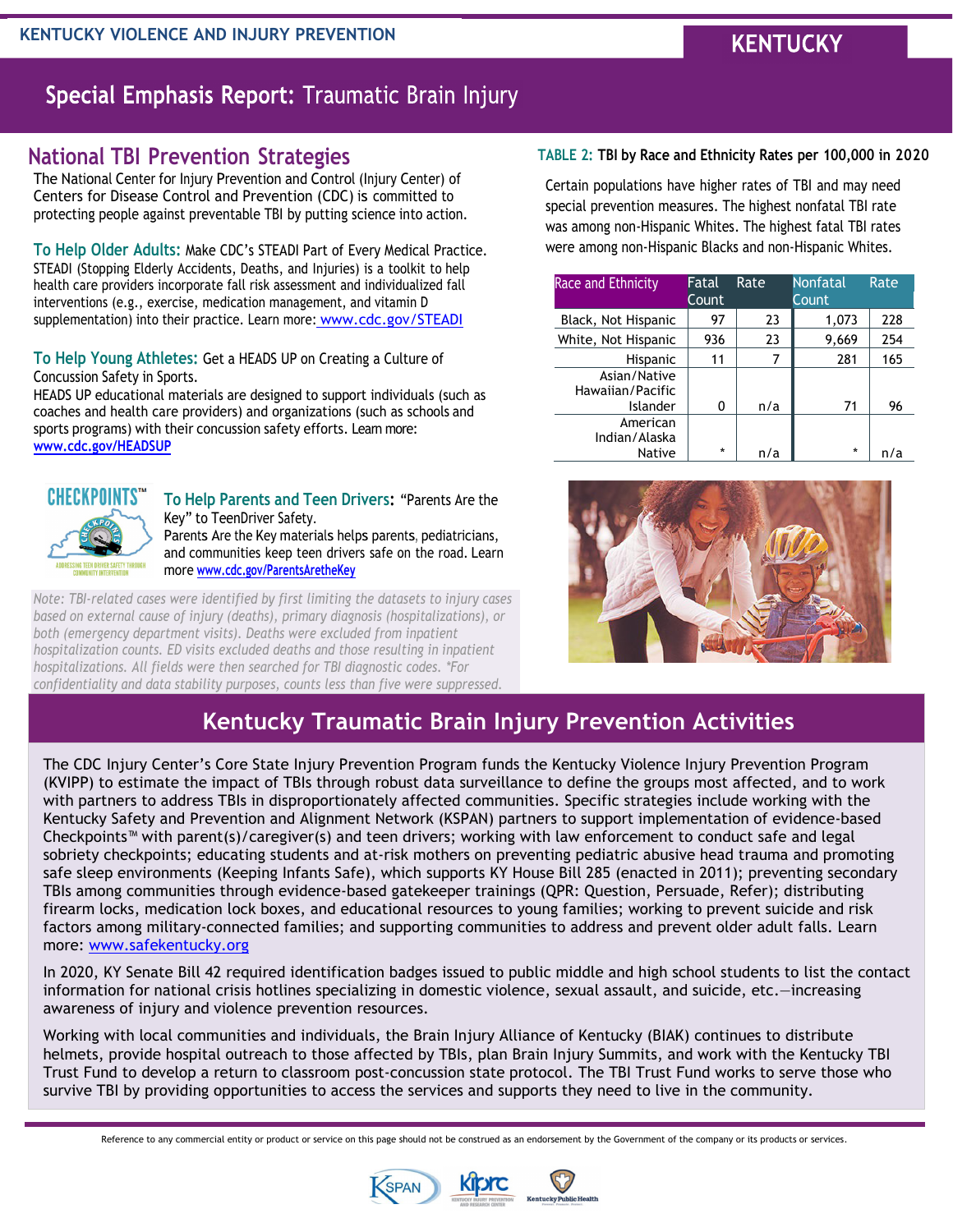KENTUCKY VIOLENCE AND INJURY PREVENTION

KENTUCKY

# Special Emphasis Report: Traumatic Brain Injury

## National TBI Prevention Strategies

The National Center for Injury Prevention and Control (Injury Center) of Centers for Disease Control and Prevention (CDC) is committed to protecting people against preventable TBI by putting science into action.

**To Help Older Adults:** Make CDC's STEADI Part of Every Medical Practice.
STEADI (Stopping Elderly Accidents, Deaths, and Injuries) is a toolkit to help health care providers incorporate fall risk assessment and individualized fall interventions (e.g., exercise, medication management, and vitamin D supplementation) into their practice. Learn more: www.cdc.gov/STEADI

**To Help Young Athletes:** Get a HEADS UP on Creating a Culture of Concussion Safety in Sports.
HEADS UP educational materials are designed to support individuals (such as coaches and health care providers) and organizations (such as schools and sports programs) with their concussion safety efforts. Learn more: www.cdc.gov/HEADSUP

CHECKPOINTS™

**To Help Parents and Teen Drivers:** "Parents Are the Key" to TeenDriver Safety.
Parents Are the Key materials helps parents, pediatricians, and communities keep teen drivers safe on the road. Learn more www.cdc.gov/ParentsAretheKey

*Note: TBI-related cases were identified by first limiting the datasets to injury cases based on external cause of injury (deaths), primary diagnosis (hospitalizations), or both (emergency department visits). Deaths were excluded from inpatient hospitalization counts. ED visits excluded deaths and those resulting in inpatient hospitalizations. All fields were then searched for TBI diagnostic codes. *For confidentiality and data stability purposes, counts less than five were suppressed.*

### TABLE 2: TBI by Race and Ethnicity Rates per 100,000 in 2020

Certain populations have higher rates of TBI and may need special prevention measures. The highest nonfatal TBI rate was among non-Hispanic Whites. The highest fatal TBI rates were among non-Hispanic Blacks and non-Hispanic Whites.

| Race and Ethnicity | Fatal Count | Rate | Nonfatal Count | Rate |
|---|---|---|---|---|
| Black, Not Hispanic | 97 | 23 | 1,073 | 228 |
| White, Not Hispanic | 936 | 23 | 9,669 | 254 |
| Hispanic | 11 | 7 | 281 | 165 |
| Asian/Native Hawaiian/Pacific Islander | 0 | n/a | 71 | 96 |
| American Indian/Alaska Native | * | n/a | * | n/a |

## Kentucky Traumatic Brain Injury Prevention Activities

The CDC Injury Center's Core State Injury Prevention Program funds the Kentucky Violence Injury Prevention Program (KVIPP) to estimate the impact of TBIs through robust data surveillance to define the groups most affected, and to work with partners to address TBIs in disproportionately affected communities. Specific strategies include working with the Kentucky Safety and Prevention and Alignment Network (KSPAN) partners to support implementation of evidence-based Checkpoints™ with parent(s)/caregiver(s) and teen drivers; working with law enforcement to conduct safe and legal sobriety checkpoints; educating students and at-risk mothers on preventing pediatric abusive head trauma and promoting safe sleep environments (Keeping Infants Safe), which supports KY House Bill 285 (enacted in 2011); preventing secondary TBIs among communities through evidence-based gatekeeper trainings (QPR: Question, Persuade, Refer); distributing firearm locks, medication lock boxes, and educational resources to young families; working to prevent suicide and risk factors among military-connected families; and supporting communities to address and prevent older adult falls. Learn more: www.safekentucky.org

In 2020, KY Senate Bill 42 required identification badges issued to public middle and high school students to list the contact information for national crisis hotlines specializing in domestic violence, sexual assault, and suicide, etc.—increasing awareness of injury and violence prevention resources.

Working with local communities and individuals, the Brain Injury Alliance of Kentucky (BIAK) continues to distribute helmets, provide hospital outreach to those affected by TBIs, plan Brain Injury Summits, and work with the Kentucky TBI Trust Fund to develop a return to classroom post-concussion state protocol. The TBI Trust Fund works to serve those who survive TBI by providing opportunities to access the services and supports they need to live in the community.

Reference to any commercial entity or product or service on this page should not be construed as an endorsement by the Government of the company or its products or services.